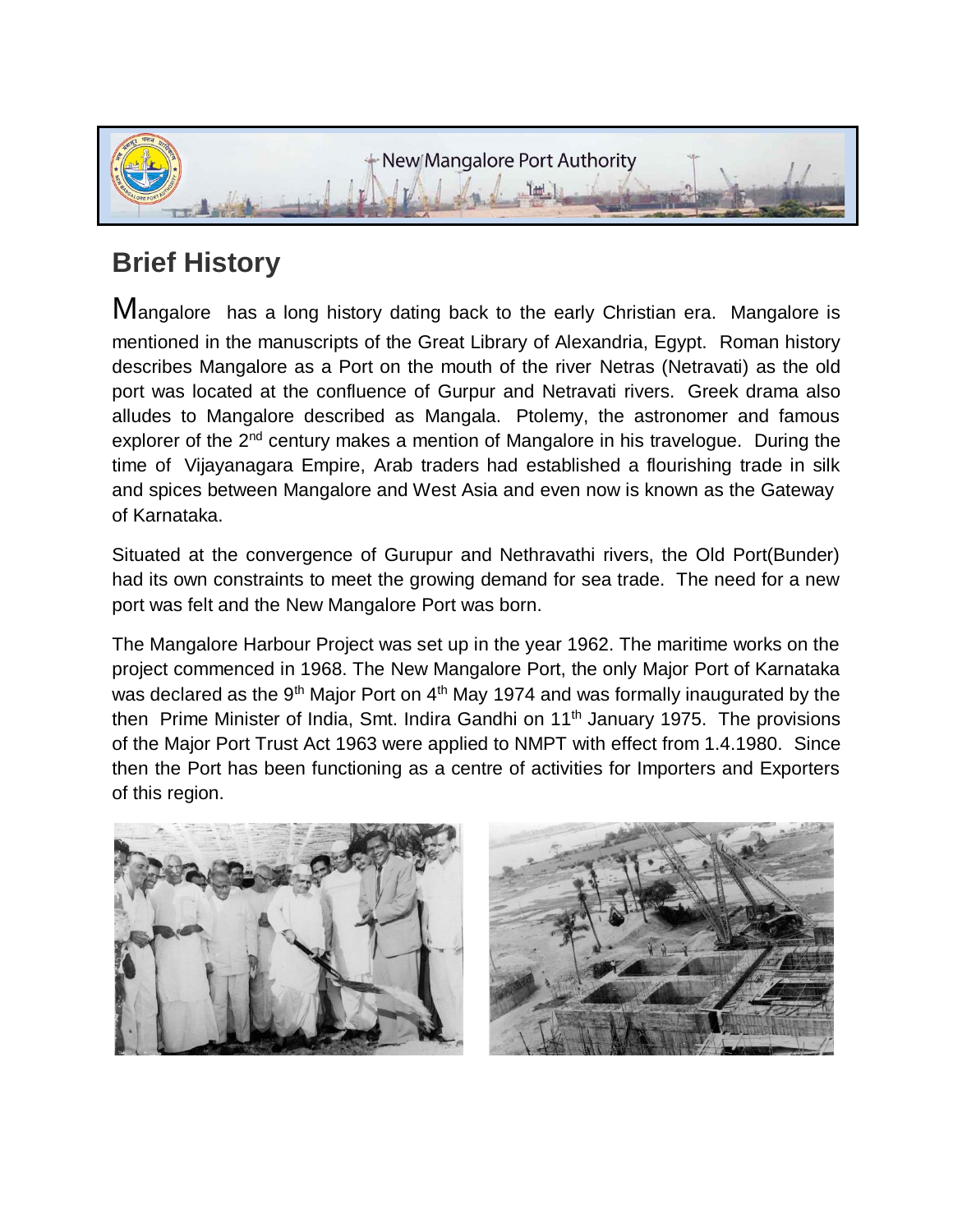# Brief History

Mangalore has a long history dating back to the early Christian era. Mangalore is mentioned in the manuscripts of the Great Library of Alexandria, Egypt. Roman history describes Mangalore as a Port on the mouth of the river Netras (Netravati) as the old port was located at the confluence of Gurpur and Netravati rivers. Greek drama also alludes to Mangalore described as Mangala. Ptolemy, the astronomer and famous explorer of the 2nd century makes a mention of Mangalore in his travelogue. During the time of Vijayanagara Empire, Arab traders had established a flourishing trade in silk and spices between Mangalore and West Asia and even now is known as the Gateway of Karnataka.

Situated at the convergence of Gurupur and Nethravathi rivers, the Old Port(Bunder) had its own constraints to meet the growing demand for sea trade. The need for a new port was felt and the New Mangalore Port was born.

The Mangalore Harbour Project was set up in the year 1962. The maritime works on the project commenced in 1968. The New Mangalore Port, the only Major Port of Karnataka was declared as the 9th Major Port on 4th May 1974 and was formally inaugurated by the then Prime Minister of India, Smt. Indira Gandhi on 11th January 1975. The provisions of the Major Port Trust Act 1963 were applied to NMPT with effect from 1.4.1980. Since then the Port has been functioning as a centre of activities for Importers and Exporters of this region.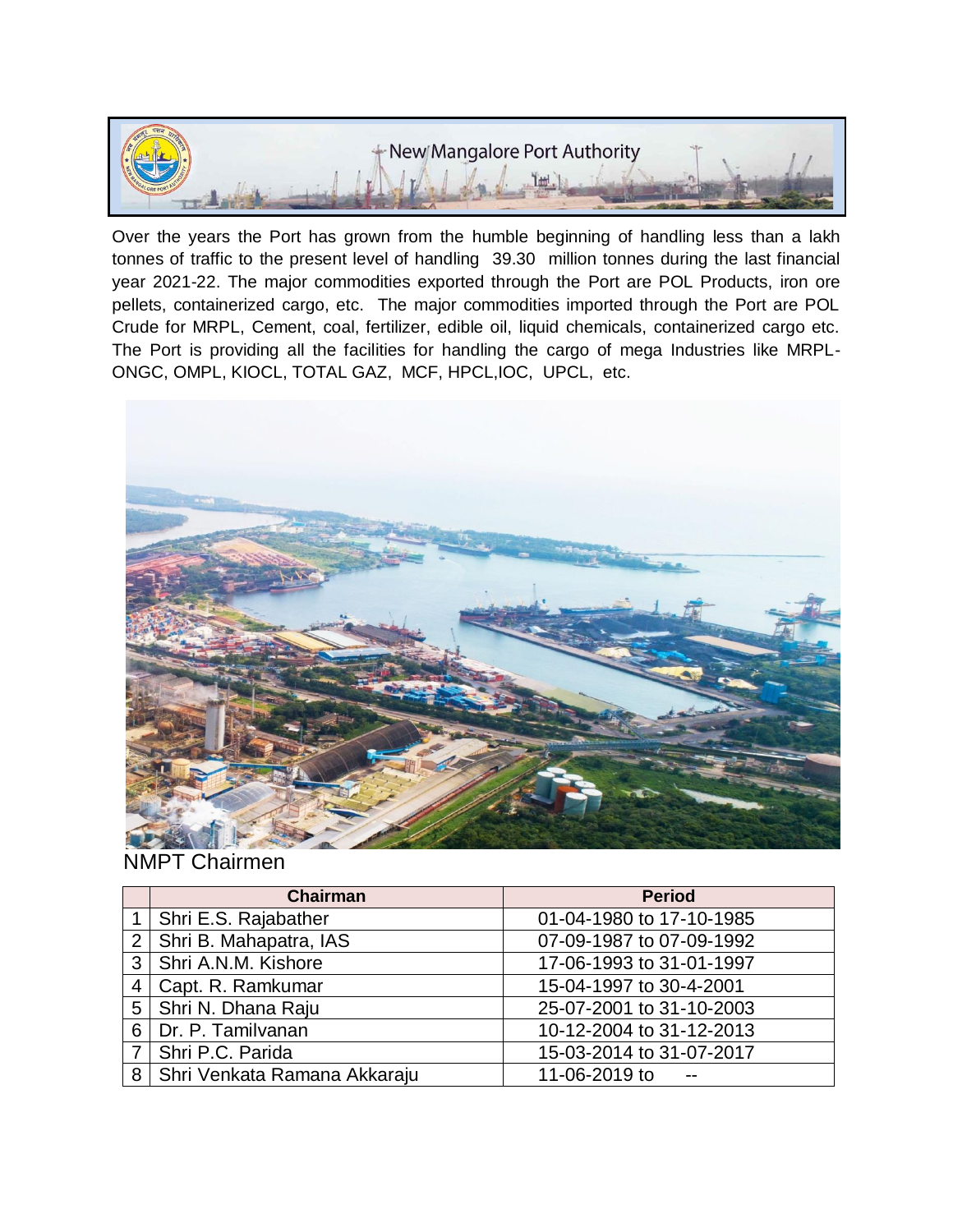New Mangalore Port Authority

Over the years the Port has grown from the humble beginning of handling less than a lakh tonnes of traffic to the present level of handling 39.30 million tonnes during the last financial year 2021-22. The major commodities exported through the Port are POL Products, iron ore pellets, containerized cargo, etc. The major commodities imported through the Port are POL Crude for MRPL, Cement, coal, fertilizer, edible oil, liquid chemicals, containerized cargo etc. The Port is providing all the facilities for handling the cargo of mega Industries like MRPL-ONGC, OMPL, KIOCL, TOTAL GAZ, MCF, HPCL,IOC, UPCL, etc.

## NMPT Chairmen

| | Chairman | Period |
|---|---|---|
| 1 | Shri E.S. Rajabather | 01-04-1980 to 17-10-1985 |
| 2 | Shri B. Mahapatra, IAS | 07-09-1987 to 07-09-1992 |
| 3 | Shri A.N.M. Kishore | 17-06-1993 to 31-01-1997 |
| 4 | Capt. R. Ramkumar | 15-04-1997 to 30-4-2001 |
| 5 | Shri N. Dhana Raju | 25-07-2001 to 31-10-2003 |
| 6 | Dr. P. Tamilvanan | 10-12-2004 to 31-12-2013 |
| 7 | Shri P.C. Parida | 15-03-2014 to 31-07-2017 |
| 8 | Shri Venkata Ramana Akkaraju | 11-06-2019 to -- |